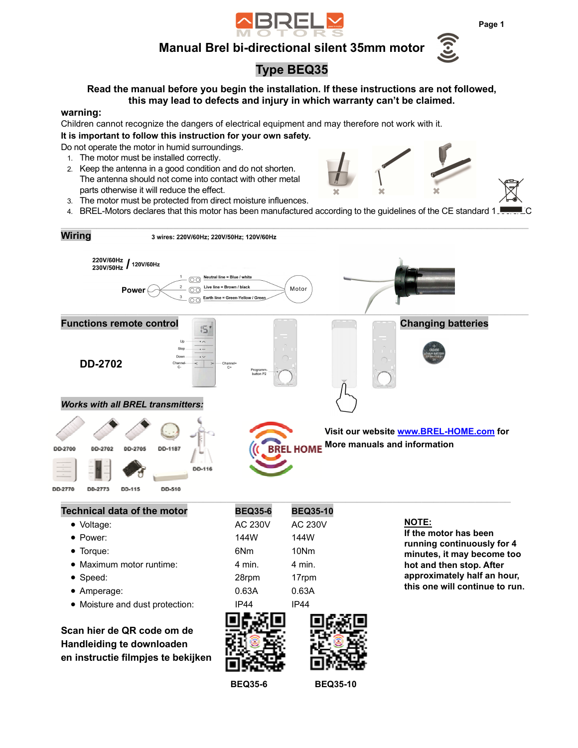# Manual Brel bi-directional silent 35mm motor

## Type BEQ35

**Read the manual before you begin the installation. If these instructions are not followed, this may lead to defects and injury in which warranty can't be claimed.**

**warning:**

Children cannot recognize the dangers of electrical equipment and may therefore not work with it.

**It is important to follow this instruction for your own safety.**

Do not operate the motor in humid surroundings.

1. The motor must be installed correctly.
2. Keep the antenna in a good condition and do not shorten. The antenna should not come into contact with other metal parts otherwise it will reduce the effect.
3. The motor must be protected from direct moisture influences.
4. BREL-Motors declares that this motor has been manufactured according to the guidelines of the CE standard 1_____C

## Wiring

3 wires: 220V/60Hz; 220V/50Hz; 120V/60Hz

220V/60Hz
230V/50Hz / 120V/60Hz

Power

1. Neutral line = Blue / white
2. Live line = Brown / black
3. Earth line = Green-Yellow / Green

Motor

## Functions remote control

**DD-2702**

Up
Stop
Down
Channel- C-
Channel+ C+
Programm-button P2

## Changing batteries

## *Works with all BREL transmitters:*

DD-2700, DD-2702, DD-2705, DD-1187, DD-116, DD-2770, DD-2773, DD-115, DD-510

**Visit our website [www.BREL-HOME.com](http://www.BREL-HOME.com) for More manuals and information**

## Technical data of the motor

| | BEQ35-6 | BEQ35-10 |
|---|---|---|
| • Voltage: | AC 230V | AC 230V |
| • Power: | 144W | 144W |
| • Torque: | 6Nm | 10Nm |
| • Maximum motor runtime: | 4 min. | 4 min. |
| • Speed: | 28rpm | 17rpm |
| • Amperage: | 0.63A | 0.63A |
| • Moisture and dust protection: | IP44 | IP44 |

**NOTE:**
**If the motor has been running continuously for 4 minutes, it may become too hot and then stop. After approximately half an hour, this one will continue to run.**

**Scan hier de QR code om de Handleiding te downloaden en instructie filmpjes te bekijken**

**BEQ35-6** **BEQ35-10**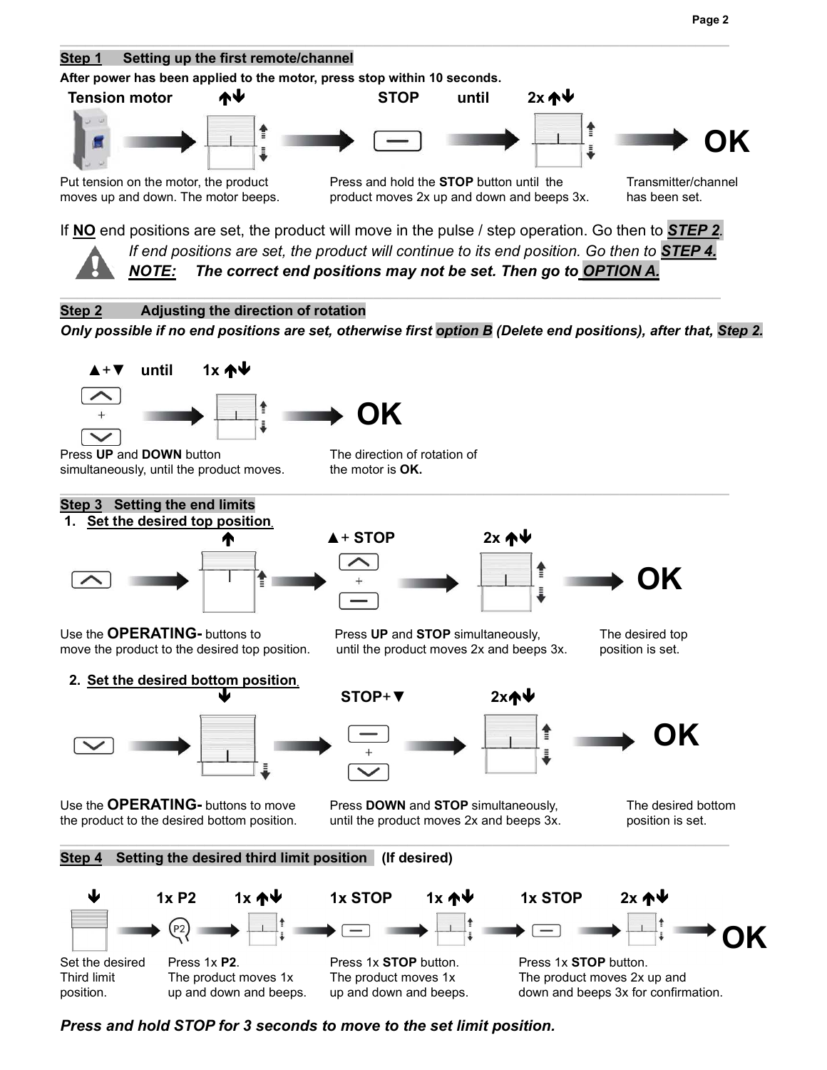## Step 1 Setting up the first remote/channel

**After power has been applied to the motor, press stop within 10 seconds.**

**Tension motor** ↑↓ **STOP until 2x** ↑↓ **OK**

Put tension on the motor, the product moves up and down. The motor beeps.

Press and hold the **STOP** button until the product moves 2x up and down and beeps 3x.

Transmitter/channel has been set.

If **NO** end positions are set, the product will move in the pulse / step operation. Go then to ***STEP 2***.

*If end positions are set, the product will continue to its end position. Go then to **STEP 4.***

***NOTE: The correct end positions may not be set. Then go to OPTION A.***

## Step 2 Adjusting the direction of rotation

***Only possible if no end positions are set, otherwise first option B (Delete end positions), after that, Step 2.***

**▲+▼ until 1x** ↑↓ **OK**

Press **UP** and **DOWN** button simultaneously, until the product moves.

The direction of rotation of the motor is **OK.**

## Step 3 Setting the end limits

1. **Set the desired top position.**

↑ **▲+ STOP 2x** ↑↓ **OK**

Use the **OPERATING-** buttons to move the product to the desired top position.

Press **UP** and **STOP** simultaneously, until the product moves 2x and beeps 3x.

The desired top position is set.

2. **Set the desired bottom position.**

↓ **STOP+▼ 2x**↑↓ **OK**

Use the **OPERATING-** buttons to move the product to the desired bottom position.

Press **DOWN** and **STOP** simultaneously, until the product moves 2x and beeps 3x.

The desired bottom position is set.

## Step 4 Setting the desired third limit position (If desired)

↓ **1x P2 1x** ↑↓ **1x STOP 1x** ↑↓ **1x STOP 2x** ↑↓ **OK**

Set the desired Third limit position.

Press 1x **P2**. The product moves 1x up and down and beeps.

Press 1x **STOP** button. The product moves 1x up and down and beeps.

Press 1x **STOP** button. The product moves 2x up and down and beeps 3x for confirmation.

***Press and hold STOP for 3 seconds to move to the set limit position.***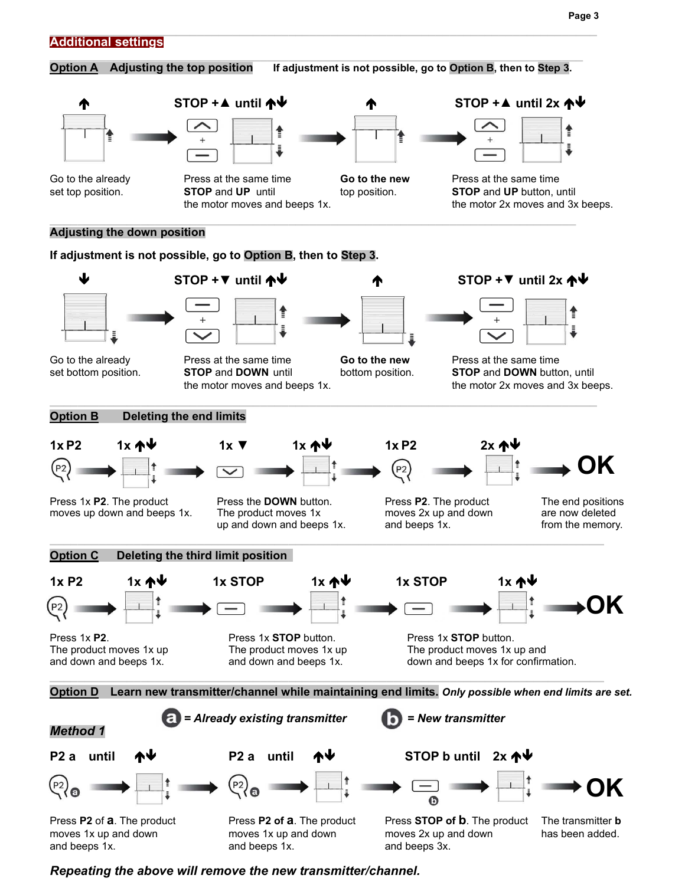## Additional settings

### Option A Adjusting the top position

**If adjustment is not possible, go to Option B, then to Step 3.**

| ↑ | STOP +▲ until ↑↓ | ↑ | STOP +▲ until 2x ↑↓ |
|---|---|---|---|
| Go to the already set top position. | Press at the same time **STOP** and **UP** until the motor moves and beeps 1x. | **Go to the new** top position. | Press at the same time **STOP** and **UP** button, until the motor 2x moves and 3x beeps. |

### Adjusting the down position

**If adjustment is not possible, go to Option B, then to Step 3.**

| ↓ | STOP +▼ until ↑↓ | ↑ | STOP +▼ until 2x ↑↓ |
|---|---|---|---|
| Go to the already set bottom position. | Press at the same time **STOP** and **DOWN** until the motor moves and beeps 1x. | **Go to the new** bottom position. | Press at the same time **STOP** and **DOWN** button, until the motor 2x moves and 3x beeps. |

### Option B Deleting the end limits

| 1x P2 — 1x ↑↓ | 1x ▼ — 1x ↑↓ | 1x P2 — 2x ↑↓ | OK |
|---|---|---|---|
| Press 1x **P2**. The product moves up down and beeps 1x. | Press the **DOWN** button. The product moves 1x up and down and beeps 1x. | Press **P2**. The product moves 2x up and down and beeps 1x. | The end positions are now deleted from the memory. |

### Option C Deleting the third limit position

| 1x P2 — 1x ↑↓ | 1x STOP — 1x ↑↓ | 1x STOP — 1x ↑↓ | OK |
|---|---|---|---|
| Press 1x **P2**. The product moves 1x up and down and beeps 1x. | Press 1x **STOP** button. The product moves 1x up and down and beeps 1x. | Press 1x **STOP** button. The product moves 1x up and down and beeps 1x for confirmation. | |

### Option D Learn new transmitter/channel while maintaining end limits. *Only possible when end limits are set.*

*a = Already existing transmitter* *b = New transmitter*

***Method 1***

| P2 a until ↑↓ | P2 a until ↑↓ | STOP b until 2x ↑↓ | OK |
|---|---|---|---|
| Press **P2** of **a**. The product moves 1x up and down and beeps 1x. | Press **P2 of a**. The product moves 1x up and down and beeps 1x. | Press **STOP of b**. The product moves 2x up and down and beeps 3x. | The transmitter **b** has been added. |

***Repeating the above will remove the new transmitter/channel.***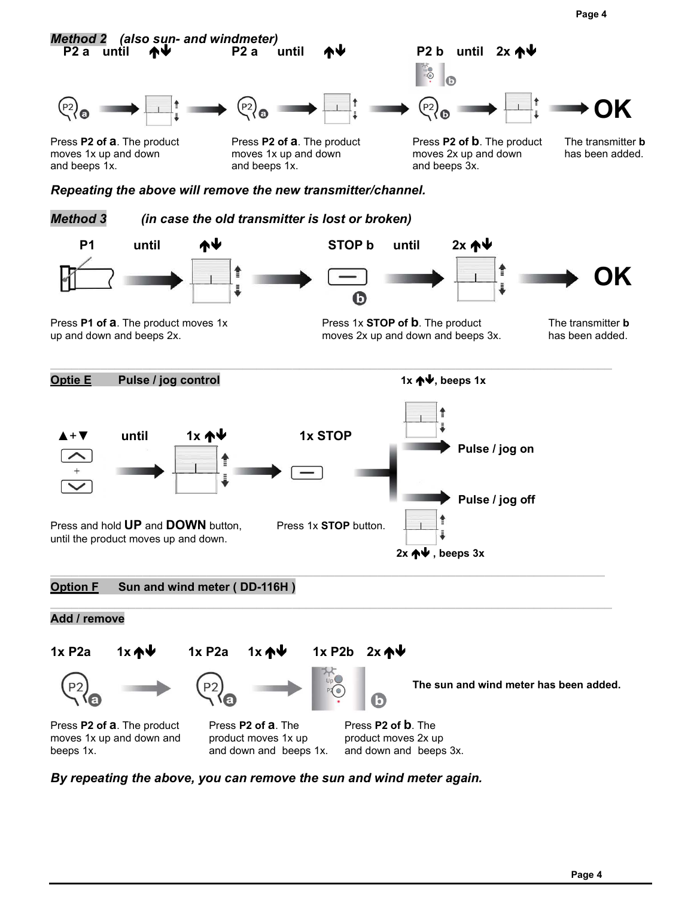## *Method 2 (also sun- and windmeter)*

**P2 a until ↑↓ → P2 a until ↑↓ → P2 b until 2x ↑↓ → OK**

Press **P2 of a**. The product moves 1x up and down and beeps 1x.

Press **P2 of a**. The product moves 1x up and down and beeps 1x.

Press **P2 of b**. The product moves 2x up and down and beeps 3x.

The transmitter **b** has been added.

***Repeating the above will remove the new transmitter/channel.***

## *Method 3 (in case the old transmitter is lost or broken)*

**P1 until ↑↓ → STOP b until 2x ↑↓ → OK**

Press **P1 of a**. The product moves 1x up and down and beeps 2x.

Press 1x **STOP of b**. The product moves 2x up and down and beeps 3x.

The transmitter **b** has been added.

## Optie E Pulse / jog control

**▲+▼ until 1x ↑↓ → 1x STOP**

Press and hold **UP** and **DOWN** button, until the product moves up and down.

Press 1x **STOP** button.

- **1x ↑↓, beeps 1x** → **Pulse / jog on**
- **2x ↑↓ , beeps 3x** → **Pulse / jog off**

## Option F Sun and wind meter ( DD-116H )

### Add / remove

**1x P2a 1x ↑↓ → 1x P2a 1x ↑↓ → 1x P2b 2x ↑↓**

Press **P2 of a**. The product moves 1x up and down and beeps 1x.

Press **P2 of a**. The product moves 1x up and down and beeps 1x.

Press **P2 of b**. The product moves 2x up and down and beeps 3x.

**The sun and wind meter has been added.**

***By repeating the above, you can remove the sun and wind meter again.***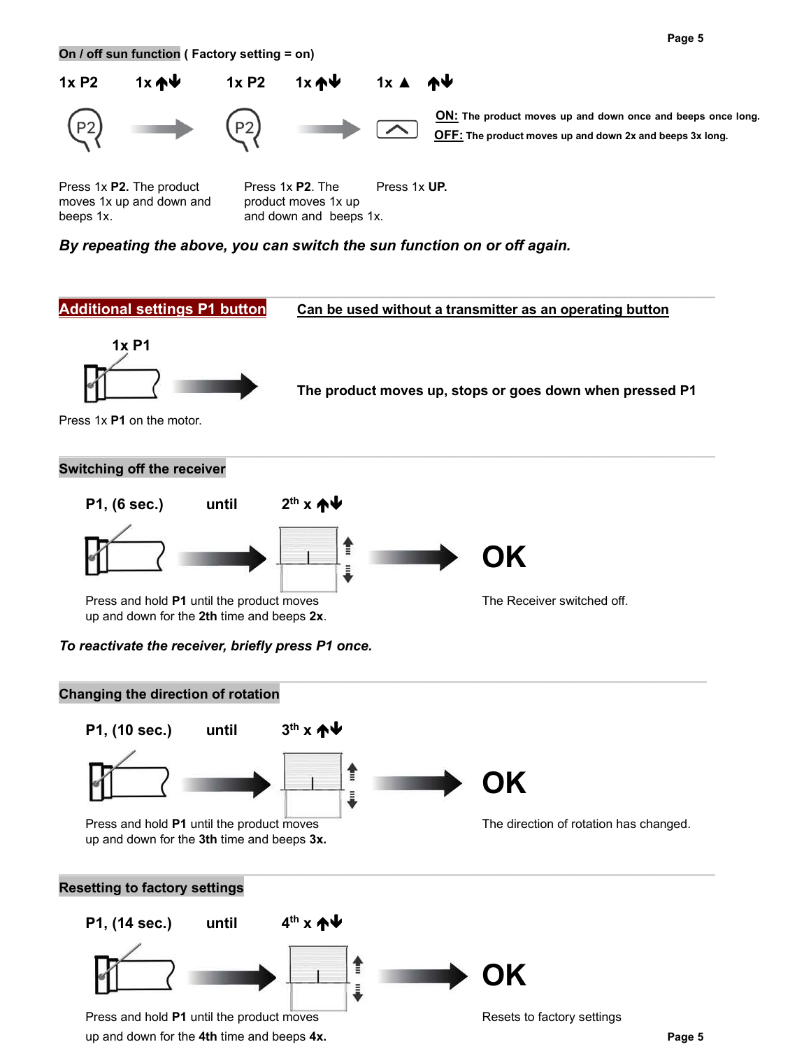## On / off sun function ( Factory setting = on)

**1x P2** **1x ↑↓** **1x P2** **1x ↑↓** **1x ▲ ↑↓**

**ON:** **The product moves up and down once and beeps once long.**
**OFF:** **The product moves up and down 2x and beeps 3x long.**

Press 1x **P2.** The product moves 1x up and down and beeps 1x.

Press 1x **P2**. The product moves 1x up and down and beeps 1x.

Press 1x **UP.**

***By repeating the above, you can switch the sun function on or off again.***

## Additional settings P1 button

**Can be used without a transmitter as an operating button**

**1x P1**

**The product moves up, stops or goes down when pressed P1**

Press 1x **P1** on the motor.

## Switching off the receiver

**P1, (6 sec.)** **until** **2th x ↑↓**

**OK**

Press and hold **P1** until the product moves up and down for the **2th** time and beeps **2x**.

The Receiver switched off.

***To reactivate the receiver, briefly press P1 once.***

## Changing the direction of rotation

**P1, (10 sec.)** **until** **3th x ↑↓**

**OK**

Press and hold **P1** until the product moves up and down for the **3th** time and beeps **3x.**

The direction of rotation has changed.

## Resetting to factory settings

**P1, (14 sec.)** **until** **4th x ↑↓**

**OK**

Press and hold **P1** until the product moves up and down for the **4th** time and beeps **4x.**

Resets to factory settings